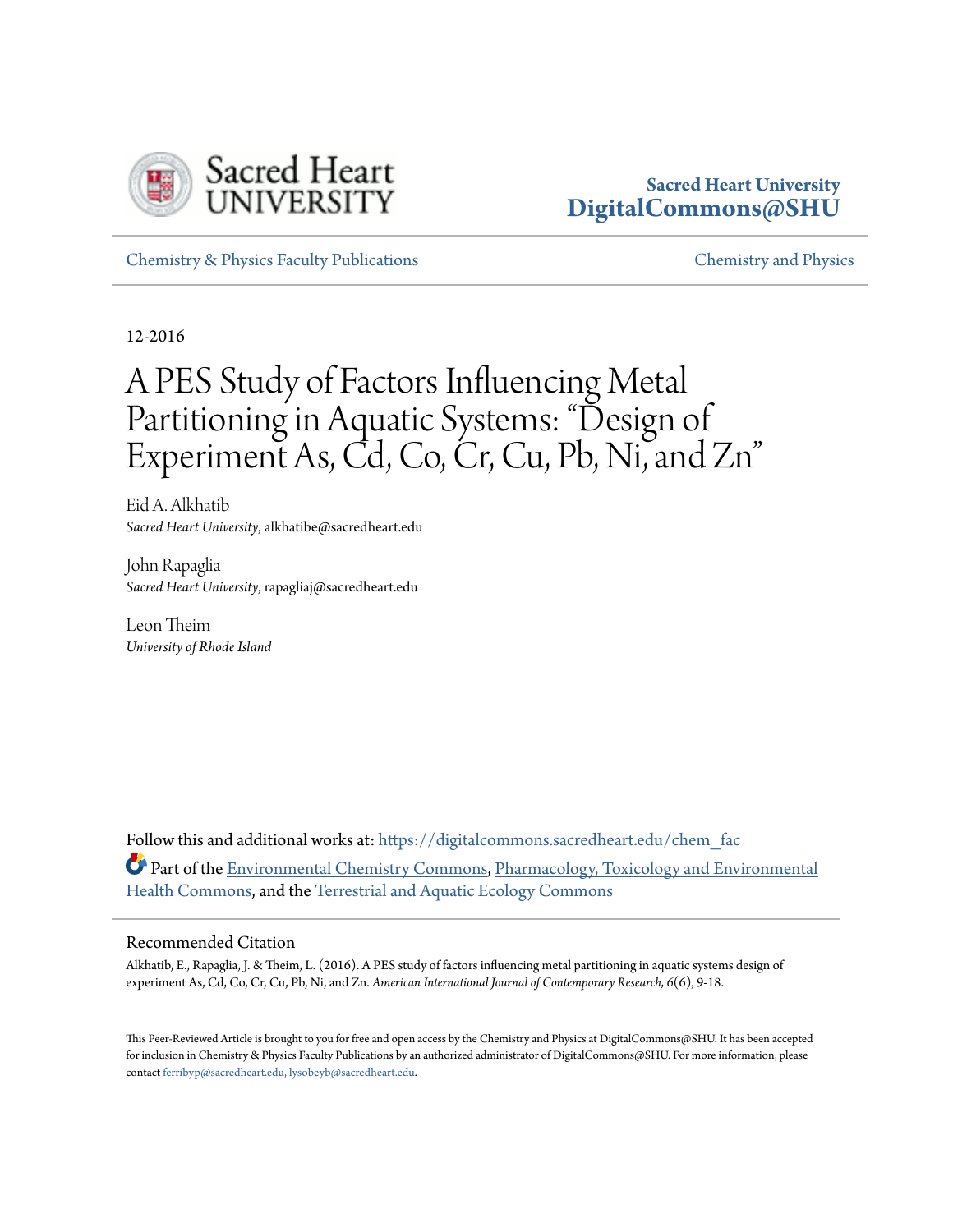Sacred Heart University
DigitalCommons@SHU

Chemistry & Physics Faculty Publications | Chemistry and Physics

12-2016

# A PES Study of Factors Influencing Metal Partitioning in Aquatic Systems: "Design of Experiment As, Cd, Co, Cr, Cu, Pb, Ni, and Zn"

Eid A. Alkhatib
*Sacred Heart University*, alkhatibe@sacredheart.edu

John Rapaglia
*Sacred Heart University*, rapagliaj@sacredheart.edu

Leon Theim
*University of Rhode Island*

Follow this and additional works at: https://digitalcommons.sacredheart.edu/chem_fac

Part of the Environmental Chemistry Commons, Pharmacology, Toxicology and Environmental Health Commons, and the Terrestrial and Aquatic Ecology Commons

## Recommended Citation

Alkhatib, E., Rapaglia, J. & Theim, L. (2016). A PES study of factors influencing metal partitioning in aquatic systems design of experiment As, Cd, Co, Cr, Cu, Pb, Ni, and Zn. *American International Journal of Contemporary Research, 6*(6), 9-18.

This Peer-Reviewed Article is brought to you for free and open access by the Chemistry and Physics at DigitalCommons@SHU. It has been accepted for inclusion in Chemistry & Physics Faculty Publications by an authorized administrator of DigitalCommons@SHU. For more information, please contact ferribyp@sacredheart.edu, lysobeyb@sacredheart.edu.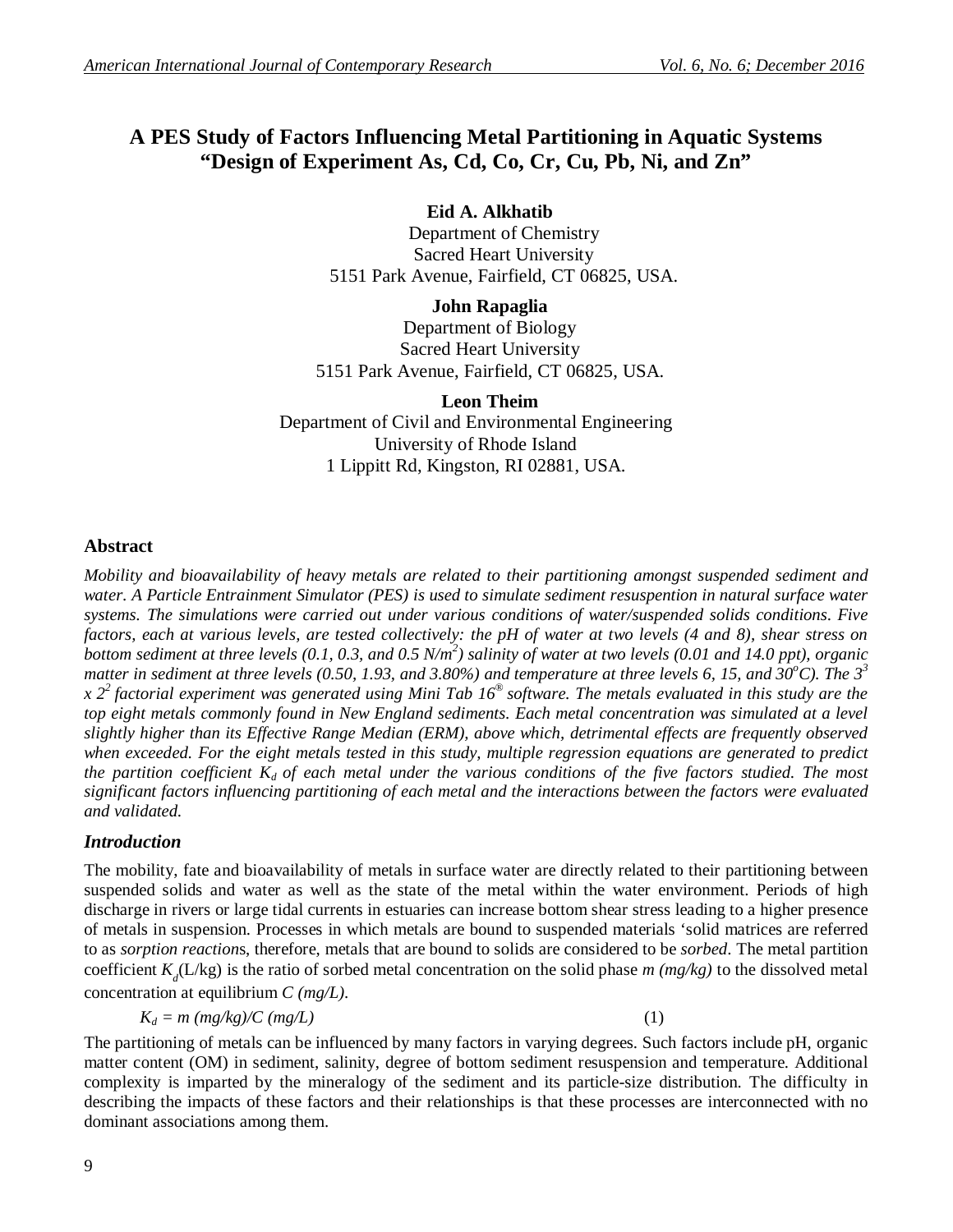# A PES Study of Factors Influencing Metal Partitioning in Aquatic Systems "Design of Experiment As, Cd, Co, Cr, Cu, Pb, Ni, and Zn"

**Eid A. Alkhatib**
Department of Chemistry
Sacred Heart University
5151 Park Avenue, Fairfield, CT 06825, USA.

**John Rapaglia**
Department of Biology
Sacred Heart University
5151 Park Avenue, Fairfield, CT 06825, USA.

**Leon Theim**
Department of Civil and Environmental Engineering
University of Rhode Island
1 Lippitt Rd, Kingston, RI 02881, USA.

## Abstract

*Mobility and bioavailability of heavy metals are related to their partitioning amongst suspended sediment and water. A Particle Entrainment Simulator (PES) is used to simulate sediment resuspention in natural surface water systems. The simulations were carried out under various conditions of water/suspended solids conditions. Five factors, each at various levels, are tested collectively: the pH of water at two levels (4 and 8), shear stress on bottom sediment at three levels (0.1, 0.3, and 0.5 N/m$^2$) salinity of water at two levels (0.01 and 14.0 ppt), organic matter in sediment at three levels (0.50, 1.93, and 3.80%) and temperature at three levels 6, 15, and 30$^o$C). The $3^3$ x $2^2$ factorial experiment was generated using Mini Tab 16® software. The metals evaluated in this study are the top eight metals commonly found in New England sediments. Each metal concentration was simulated at a level slightly higher than its Effective Range Median (ERM), above which, detrimental effects are frequently observed when exceeded. For the eight metals tested in this study, multiple regression equations are generated to predict the partition coefficient $K_d$ of each metal under the various conditions of the five factors studied. The most significant factors influencing partitioning of each metal and the interactions between the factors were evaluated and validated.*

## *Introduction*

The mobility, fate and bioavailability of metals in surface water are directly related to their partitioning between suspended solids and water as well as the state of the metal within the water environment. Periods of high discharge in rivers or large tidal currents in estuaries can increase bottom shear stress leading to a higher presence of metals in suspension. Processes in which metals are bound to suspended materials 'solid matrices are referred to as *sorption reactions*, therefore, metals that are bound to solids are considered to be *sorbed*. The metal partition coefficient $K_d$(L/kg) is the ratio of sorbed metal concentration on the solid phase *m (mg/kg)* to the dissolved metal concentration at equilibrium *C (mg/L)*.

$$K_d = m\ (mg/kg)/C\ (mg/L) \qquad (1)$$

The partitioning of metals can be influenced by many factors in varying degrees. Such factors include pH, organic matter content (OM) in sediment, salinity, degree of bottom sediment resuspension and temperature. Additional complexity is imparted by the mineralogy of the sediment and its particle-size distribution. The difficulty in describing the impacts of these factors and their relationships is that these processes are interconnected with no dominant associations among them.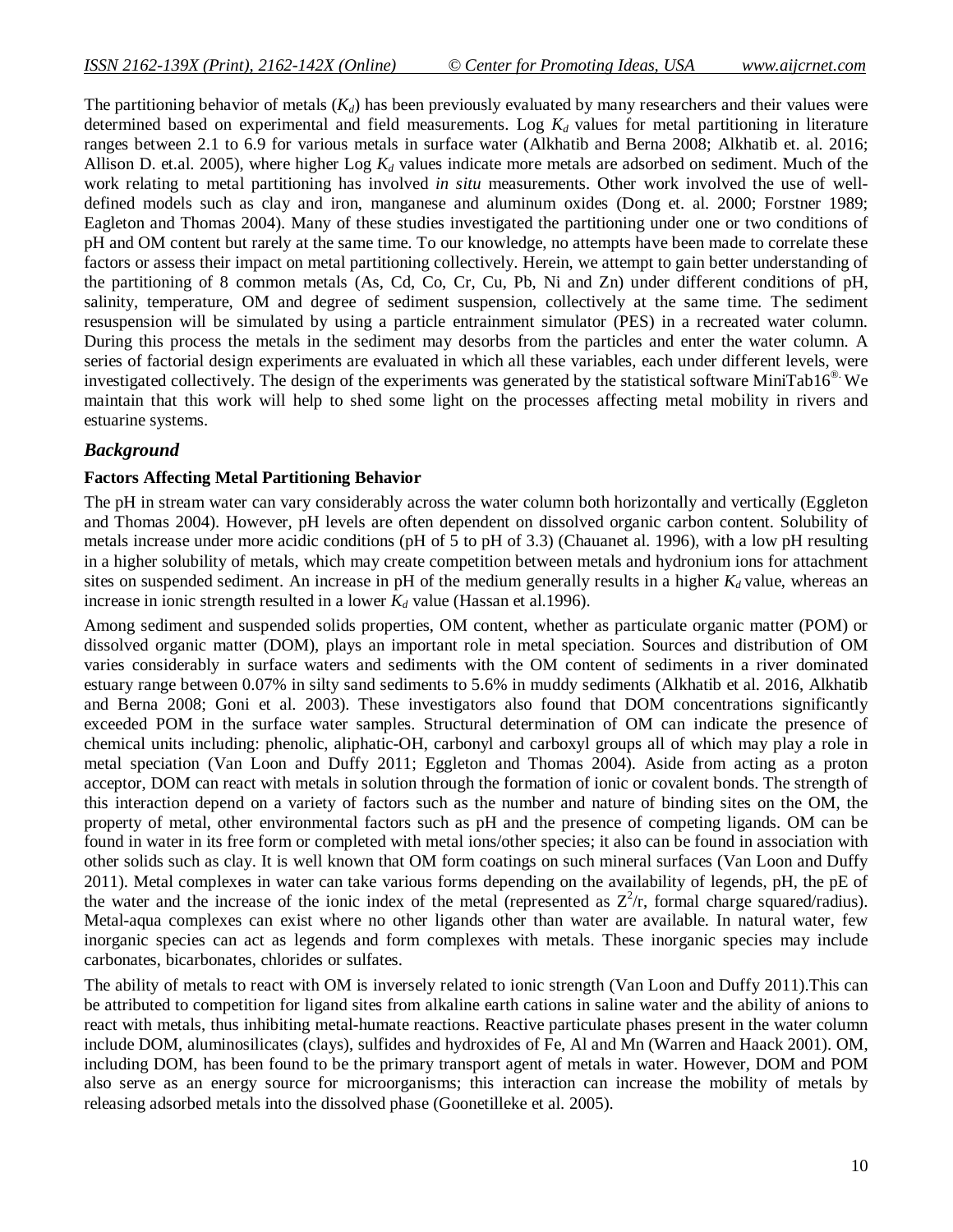The partitioning behavior of metals ($K_d$) has been previously evaluated by many researchers and their values were determined based on experimental and field measurements. Log $K_d$ values for metal partitioning in literature ranges between 2.1 to 6.9 for various metals in surface water (Alkhatib and Berna 2008; Alkhatib et. al. 2016; Allison D. et.al. 2005), where higher Log $K_d$ values indicate more metals are adsorbed on sediment. Much of the work relating to metal partitioning has involved *in situ* measurements. Other work involved the use of well-defined models such as clay and iron, manganese and aluminum oxides (Dong et. al. 2000; Forstner 1989; Eagleton and Thomas 2004). Many of these studies investigated the partitioning under one or two conditions of pH and OM content but rarely at the same time. To our knowledge, no attempts have been made to correlate these factors or assess their impact on metal partitioning collectively. Herein, we attempt to gain better understanding of the partitioning of 8 common metals (As, Cd, Co, Cr, Cu, Pb, Ni and Zn) under different conditions of pH, salinity, temperature, OM and degree of sediment suspension, collectively at the same time. The sediment resuspension will be simulated by using a particle entrainment simulator (PES) in a recreated water column. During this process the metals in the sediment may desorbs from the particles and enter the water column. A series of factorial design experiments are evaluated in which all these variables, each under different levels, were investigated collectively. The design of the experiments was generated by the statistical software MiniTab16®. We maintain that this work will help to shed some light on the processes affecting metal mobility in rivers and estuarine systems.

## *Background*

### Factors Affecting Metal Partitioning Behavior

The pH in stream water can vary considerably across the water column both horizontally and vertically (Eggleton and Thomas 2004). However, pH levels are often dependent on dissolved organic carbon content. Solubility of metals increase under more acidic conditions (pH of 5 to pH of 3.3) (Chauanet al. 1996), with a low pH resulting in a higher solubility of metals, which may create competition between metals and hydronium ions for attachment sites on suspended sediment. An increase in pH of the medium generally results in a higher $K_d$ value, whereas an increase in ionic strength resulted in a lower $K_d$ value (Hassan et al.1996).

Among sediment and suspended solids properties, OM content, whether as particulate organic matter (POM) or dissolved organic matter (DOM), plays an important role in metal speciation. Sources and distribution of OM varies considerably in surface waters and sediments with the OM content of sediments in a river dominated estuary range between 0.07% in silty sand sediments to 5.6% in muddy sediments (Alkhatib et al. 2016, Alkhatib and Berna 2008; Goni et al. 2003). These investigators also found that DOM concentrations significantly exceeded POM in the surface water samples. Structural determination of OM can indicate the presence of chemical units including: phenolic, aliphatic-OH, carbonyl and carboxyl groups all of which may play a role in metal speciation (Van Loon and Duffy 2011; Eggleton and Thomas 2004). Aside from acting as a proton acceptor, DOM can react with metals in solution through the formation of ionic or covalent bonds. The strength of this interaction depend on a variety of factors such as the number and nature of binding sites on the OM, the property of metal, other environmental factors such as pH and the presence of competing ligands. OM can be found in water in its free form or completed with metal ions/other species; it also can be found in association with other solids such as clay. It is well known that OM form coatings on such mineral surfaces (Van Loon and Duffy 2011). Metal complexes in water can take various forms depending on the availability of legends, pH, the pE of the water and the increase of the ionic index of the metal (represented as $Z^2/r$, formal charge squared/radius). Metal-aqua complexes can exist where no other ligands other than water are available. In natural water, few inorganic species can act as legends and form complexes with metals. These inorganic species may include carbonates, bicarbonates, chlorides or sulfates.

The ability of metals to react with OM is inversely related to ionic strength (Van Loon and Duffy 2011).This can be attributed to competition for ligand sites from alkaline earth cations in saline water and the ability of anions to react with metals, thus inhibiting metal-humate reactions. Reactive particulate phases present in the water column include DOM, aluminosilicates (clays), sulfides and hydroxides of Fe, Al and Mn (Warren and Haack 2001). OM, including DOM, has been found to be the primary transport agent of metals in water. However, DOM and POM also serve as an energy source for microorganisms; this interaction can increase the mobility of metals by releasing adsorbed metals into the dissolved phase (Goonetilleke et al. 2005).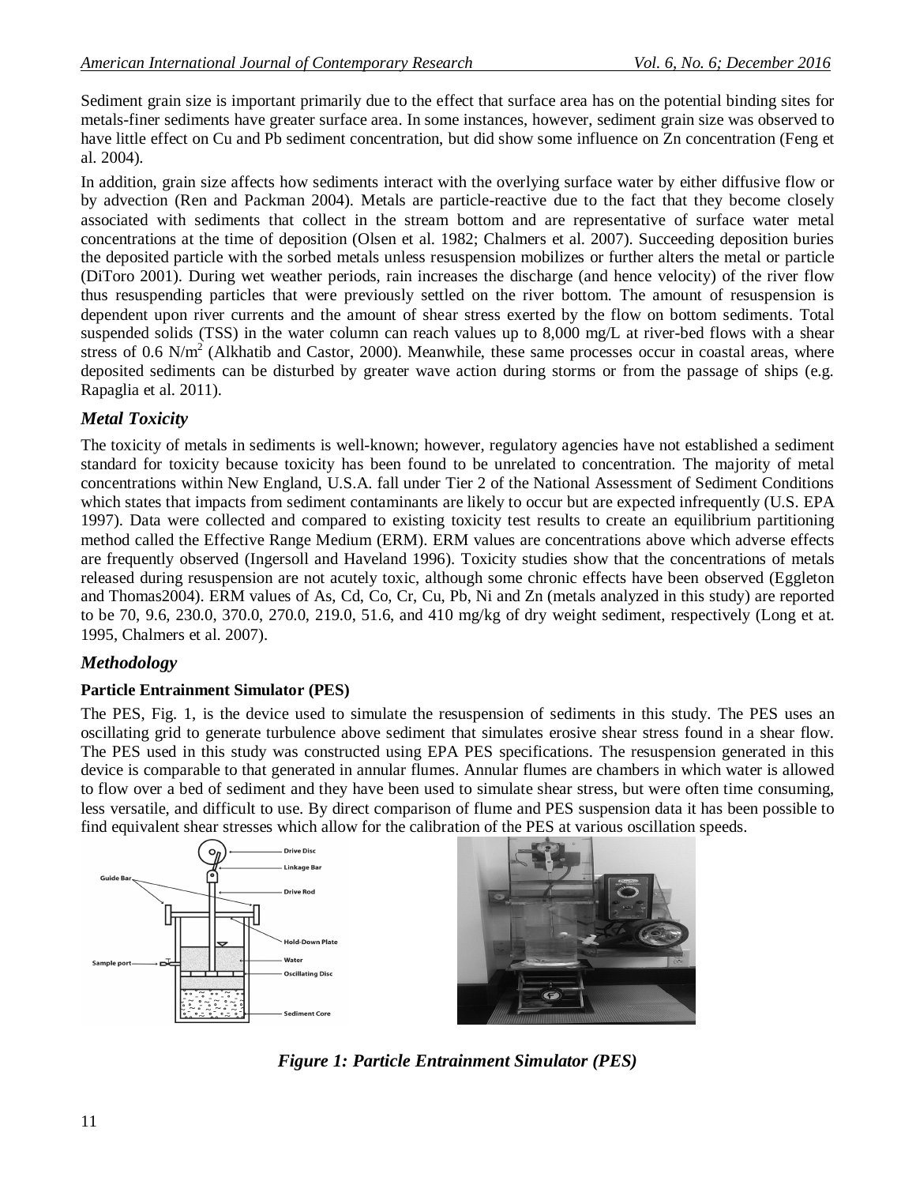Sediment grain size is important primarily due to the effect that surface area has on the potential binding sites for metals-finer sediments have greater surface area. In some instances, however, sediment grain size was observed to have little effect on Cu and Pb sediment concentration, but did show some influence on Zn concentration (Feng et al. 2004).

In addition, grain size affects how sediments interact with the overlying surface water by either diffusive flow or by advection (Ren and Packman 2004). Metals are particle-reactive due to the fact that they become closely associated with sediments that collect in the stream bottom and are representative of surface water metal concentrations at the time of deposition (Olsen et al. 1982; Chalmers et al. 2007). Succeeding deposition buries the deposited particle with the sorbed metals unless resuspension mobilizes or further alters the metal or particle (DiToro 2001). During wet weather periods, rain increases the discharge (and hence velocity) of the river flow thus resuspending particles that were previously settled on the river bottom. The amount of resuspension is dependent upon river currents and the amount of shear stress exerted by the flow on bottom sediments. Total suspended solids (TSS) in the water column can reach values up to 8,000 mg/L at river-bed flows with a shear stress of 0.6 $N/m^2$ (Alkhatib and Castor, 2000). Meanwhile, these same processes occur in coastal areas, where deposited sediments can be disturbed by greater wave action during storms or from the passage of ships (e.g. Rapaglia et al. 2011).

## *Metal Toxicity*

The toxicity of metals in sediments is well-known; however, regulatory agencies have not established a sediment standard for toxicity because toxicity has been found to be unrelated to concentration. The majority of metal concentrations within New England, U.S.A. fall under Tier 2 of the National Assessment of Sediment Conditions which states that impacts from sediment contaminants are likely to occur but are expected infrequently (U.S. EPA 1997). Data were collected and compared to existing toxicity test results to create an equilibrium partitioning method called the Effective Range Medium (ERM). ERM values are concentrations above which adverse effects are frequently observed (Ingersoll and Haveland 1996). Toxicity studies show that the concentrations of metals released during resuspension are not acutely toxic, although some chronic effects have been observed (Eggleton and Thomas2004). ERM values of As, Cd, Co, Cr, Cu, Pb, Ni and Zn (metals analyzed in this study) are reported to be 70, 9.6, 230.0, 370.0, 270.0, 219.0, 51.6, and 410 mg/kg of dry weight sediment, respectively (Long et at. 1995, Chalmers et al. 2007).

## *Methodology*

### Particle Entrainment Simulator (PES)

The PES, Fig. 1, is the device used to simulate the resuspension of sediments in this study. The PES uses an oscillating grid to generate turbulence above sediment that simulates erosive shear stress found in a shear flow. The PES used in this study was constructed using EPA PES specifications. The resuspension generated in this device is comparable to that generated in annular flumes. Annular flumes are chambers in which water is allowed to flow over a bed of sediment and they have been used to simulate shear stress, but were often time consuming, less versatile, and difficult to use. By direct comparison of flume and PES suspension data it has been possible to find equivalent shear stresses which allow for the calibration of the PES at various oscillation speeds.

***Figure 1: Particle Entrainment Simulator (PES)***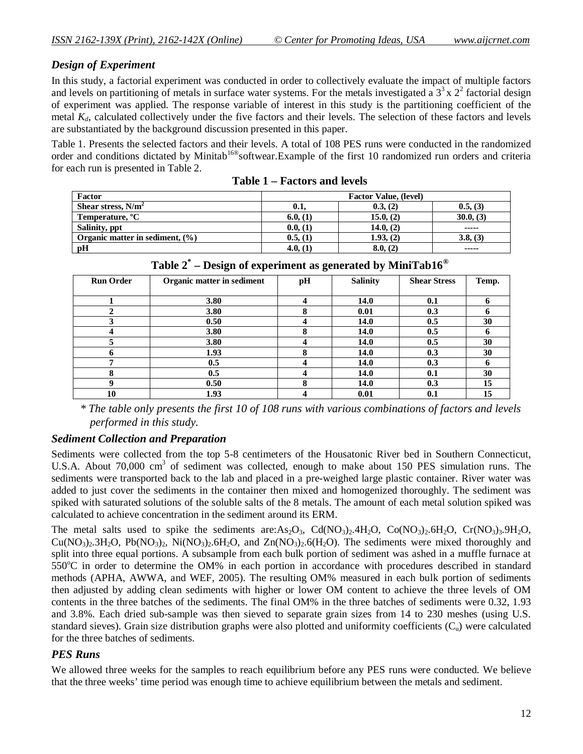### *Design of Experiment*

In this study, a factorial experiment was conducted in order to collectively evaluate the impact of multiple factors and levels on partitioning of metals in surface water systems. For the metals investigated a $3^3 \times 2^2$ factorial design of experiment was applied. The response variable of interest in this study is the partitioning coefficient of the metal $K_d$, calculated collectively under the five factors and their levels. The selection of these factors and levels are substantiated by the background discussion presented in this paper.

Table 1. Presents the selected factors and their levels. A total of 108 PES runs were conducted in the randomized order and conditions dictated by Minitab[16®]softwear.Example of the first 10 randomized run orders and criteria for each run is presented in Table 2.

**Table 1 – Factors and levels**

| Factor | Factor Value, (level) | | |
|---|---|---|---|
| Shear stress, $N/m^2$ | 0.1, | 0.3, (2) | 0.5, (3) |
| Temperature, °C | 6.0, (1) | 15.0, (2) | 30.0, (3) |
| Salinity, ppt | 0.0, (1) | 14.0, (2) | ----- |
| Organic matter in sediment, (%) | 0.5, (1) | 1.93, (2) | 3.8, (3) |
| pH | 4.0, (1) | 8.0, (2) | ----- |

**Table 2* – Design of experiment as generated by MiniTab16®**

| Run Order | Organic matter in sediment | pH | Salinity | Shear Stress | Temp. |
|---|---|---|---|---|---|
| 1 | 3.80 | 4 | 14.0 | 0.1 | 6 |
| 2 | 3.80 | 8 | 0.01 | 0.3 | 6 |
| 3 | 0.50 | 4 | 14.0 | 0.5 | 30 |
| 4 | 3.80 | 8 | 14.0 | 0.5 | 6 |
| 5 | 3.80 | 4 | 14.0 | 0.5 | 30 |
| 6 | 1.93 | 8 | 14.0 | 0.3 | 30 |
| 7 | 0.5 | 4 | 14.0 | 0.3 | 6 |
| 8 | 0.5 | 4 | 14.0 | 0.1 | 30 |
| 9 | 0.50 | 8 | 14.0 | 0.3 | 15 |
| 10 | 1.93 | 4 | 0.01 | 0.1 | 15 |

*\* The table only presents the first 10 of 108 runs with various combinations of factors and levels performed in this study.*

### *Sediment Collection and Preparation*

Sediments were collected from the top 5-8 centimeters of the Housatonic River bed in Southern Connecticut, U.S.A. About 70,000 $cm^3$ of sediment was collected, enough to make about 150 PES simulation runs. The sediments were transported back to the lab and placed in a pre-weighed large plastic container. River water was added to just cover the sediments in the container then mixed and homogenized thoroughly. The sediment was spiked with saturated solutions of the soluble salts of the 8 metals. The amount of each metal solution spiked was calculated to achieve concentration in the sediment around its ERM.

The metal salts used to spike the sediments are:$As_2O_3$, $Cd(NO_3)_2.4H_2O$, $Co(NO_3)_2.6H_2O$, $Cr(NO_3)_3.9H_2O$, $Cu(NO_3)_2.3H_2O$, $Pb(NO_3)_2$, $Ni(NO_3)_2.6H_2O$, and $Zn(NO_3)_2.6(H_2O)$. The sediments were mixed thoroughly and split into three equal portions. A subsample from each bulk portion of sediment was ashed in a muffle furnace at 550°C in order to determine the OM% in each portion in accordance with procedures described in standard methods (APHA, AWWA, and WEF, 2005). The resulting OM% measured in each bulk portion of sediments then adjusted by adding clean sediments with higher or lower OM content to achieve the three levels of OM contents in the three batches of the sediments. The final OM% in the three batches of sediments were 0.32, 1.93 and 3.8%. Each dried sub-sample was then sieved to separate grain sizes from 14 to 230 meshes (using U.S. standard sieves). Grain size distribution graphs were also plotted and uniformity coefficients ($C_u$) were calculated for the three batches of sediments.

### *PES Runs*

We allowed three weeks for the samples to reach equilibrium before any PES runs were conducted. We believe that the three weeks' time period was enough time to achieve equilibrium between the metals and sediment.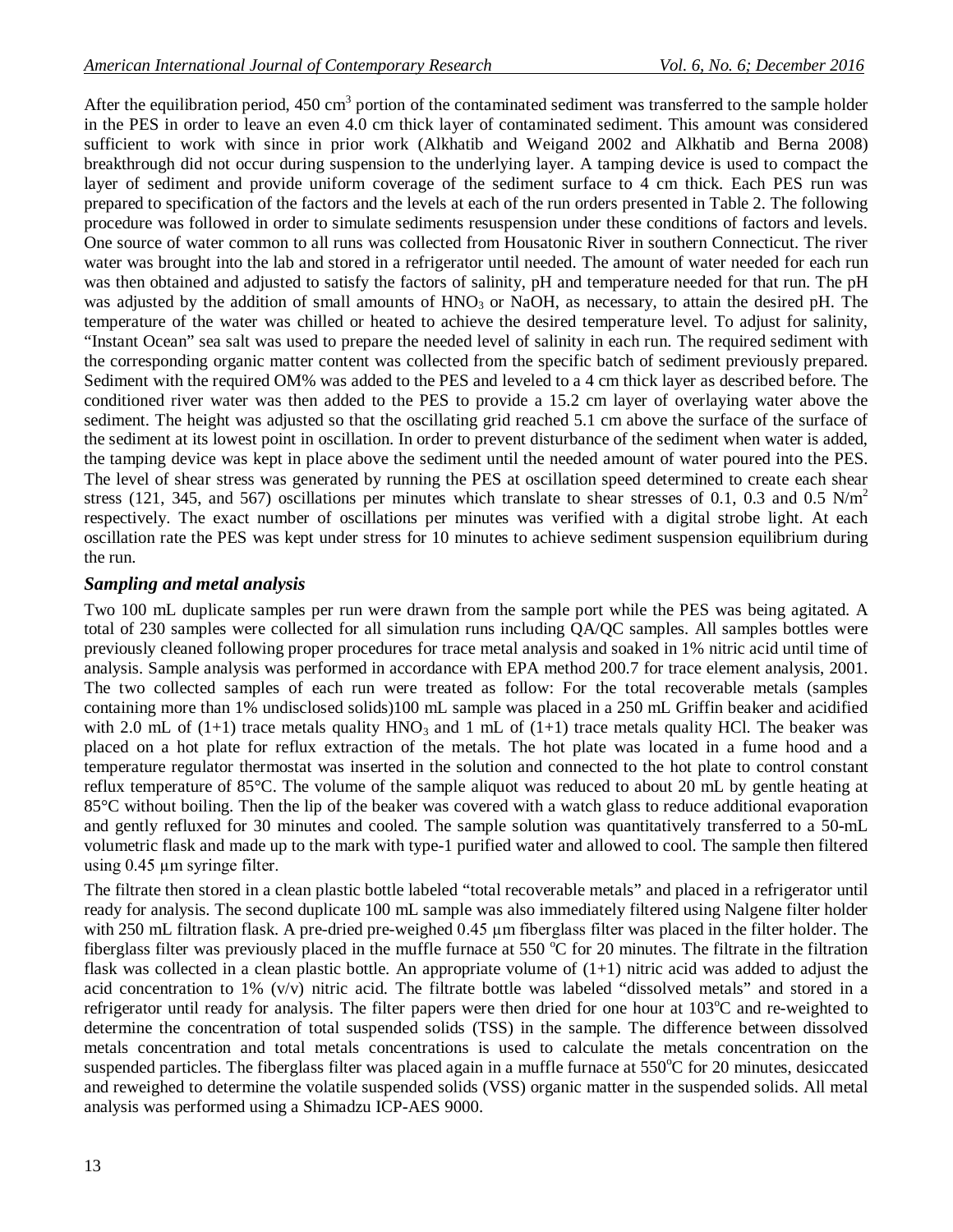After the equilibration period, 450 $cm^3$ portion of the contaminated sediment was transferred to the sample holder in the PES in order to leave an even 4.0 cm thick layer of contaminated sediment. This amount was considered sufficient to work with since in prior work (Alkhatib and Weigand 2002 and Alkhatib and Berna 2008) breakthrough did not occur during suspension to the underlying layer. A tamping device is used to compact the layer of sediment and provide uniform coverage of the sediment surface to 4 cm thick. Each PES run was prepared to specification of the factors and the levels at each of the run orders presented in Table 2. The following procedure was followed in order to simulate sediments resuspension under these conditions of factors and levels. One source of water common to all runs was collected from Housatonic River in southern Connecticut. The river water was brought into the lab and stored in a refrigerator until needed. The amount of water needed for each run was then obtained and adjusted to satisfy the factors of salinity, pH and temperature needed for that run. The pH was adjusted by the addition of small amounts of $HNO_3$ or NaOH, as necessary, to attain the desired pH. The temperature of the water was chilled or heated to achieve the desired temperature level. To adjust for salinity, "Instant Ocean" sea salt was used to prepare the needed level of salinity in each run. The required sediment with the corresponding organic matter content was collected from the specific batch of sediment previously prepared. Sediment with the required OM% was added to the PES and leveled to a 4 cm thick layer as described before. The conditioned river water was then added to the PES to provide a 15.2 cm layer of overlaying water above the sediment. The height was adjusted so that the oscillating grid reached 5.1 cm above the surface of the surface of the sediment at its lowest point in oscillation. In order to prevent disturbance of the sediment when water is added, the tamping device was kept in place above the sediment until the needed amount of water poured into the PES. The level of shear stress was generated by running the PES at oscillation speed determined to create each shear stress (121, 345, and 567) oscillations per minutes which translate to shear stresses of 0.1, 0.3 and 0.5 $N/m^2$ respectively. The exact number of oscillations per minutes was verified with a digital strobe light. At each oscillation rate the PES was kept under stress for 10 minutes to achieve sediment suspension equilibrium during the run.

### *Sampling and metal analysis*

Two 100 mL duplicate samples per run were drawn from the sample port while the PES was being agitated. A total of 230 samples were collected for all simulation runs including QA/QC samples. All samples bottles were previously cleaned following proper procedures for trace metal analysis and soaked in 1% nitric acid until time of analysis. Sample analysis was performed in accordance with EPA method 200.7 for trace element analysis, 2001. The two collected samples of each run were treated as follow: For the total recoverable metals (samples containing more than 1% undisclosed solids)100 mL sample was placed in a 250 mL Griffin beaker and acidified with 2.0 mL of (1+1) trace metals quality $HNO_3$ and 1 mL of (1+1) trace metals quality HCl. The beaker was placed on a hot plate for reflux extraction of the metals. The hot plate was located in a fume hood and a temperature regulator thermostat was inserted in the solution and connected to the hot plate to control constant reflux temperature of 85°C. The volume of the sample aliquot was reduced to about 20 mL by gentle heating at 85°C without boiling. Then the lip of the beaker was covered with a watch glass to reduce additional evaporation and gently refluxed for 30 minutes and cooled. The sample solution was quantitatively transferred to a 50-mL volumetric flask and made up to the mark with type-1 purified water and allowed to cool. The sample then filtered using 0.45 µm syringe filter.

The filtrate then stored in a clean plastic bottle labeled "total recoverable metals" and placed in a refrigerator until ready for analysis. The second duplicate 100 mL sample was also immediately filtered using Nalgene filter holder with 250 mL filtration flask. A pre-dried pre-weighed 0.45 µm fiberglass filter was placed in the filter holder. The fiberglass filter was previously placed in the muffle furnace at 550 °C for 20 minutes. The filtrate in the filtration flask was collected in a clean plastic bottle. An appropriate volume of (1+1) nitric acid was added to adjust the acid concentration to 1% (v/v) nitric acid. The filtrate bottle was labeled "dissolved metals" and stored in a refrigerator until ready for analysis. The filter papers were then dried for one hour at 103°C and re-weighted to determine the concentration of total suspended solids (TSS) in the sample. The difference between dissolved metals concentration and total metals concentrations is used to calculate the metals concentration on the suspended particles. The fiberglass filter was placed again in a muffle furnace at 550°C for 20 minutes, desiccated and reweighed to determine the volatile suspended solids (VSS) organic matter in the suspended solids. All metal analysis was performed using a Shimadzu ICP-AES 9000.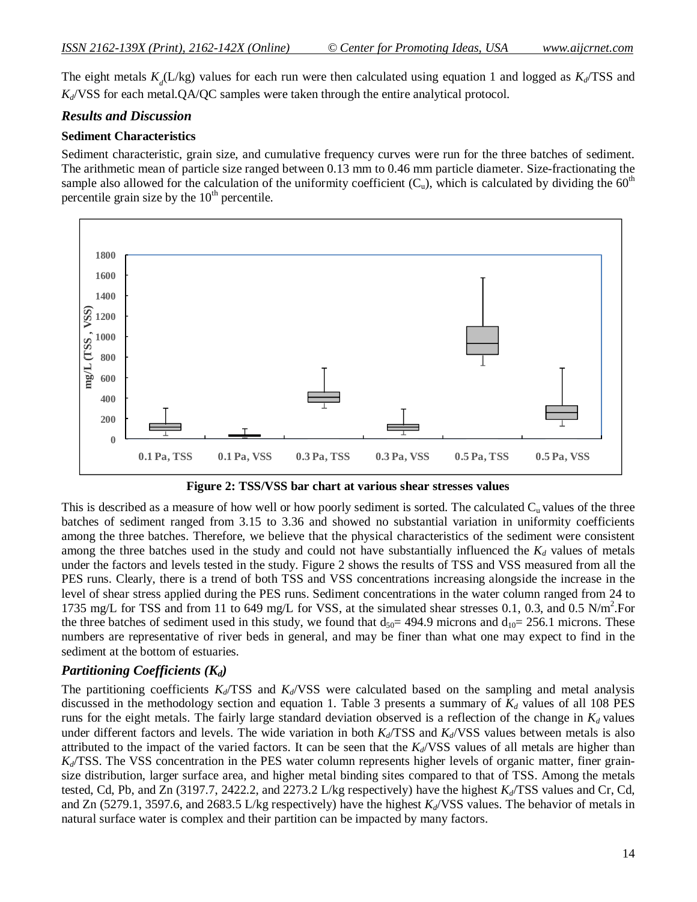The eight metals $K_d$(L/kg) values for each run were then calculated using equation 1 and logged as $K_d$/TSS and $K_d$/VSS for each metal.QA/QC samples were taken through the entire analytical protocol.

## *Results and Discussion*

### Sediment Characteristics

Sediment characteristic, grain size, and cumulative frequency curves were run for the three batches of sediment. The arithmetic mean of particle size ranged between 0.13 mm to 0.46 mm particle diameter. Size-fractionating the sample also allowed for the calculation of the uniformity coefficient ($C_u$), which is calculated by dividing the $60^{th}$ percentile grain size by the $10^{th}$ percentile.

**Figure 2: TSS/VSS bar chart at various shear stresses values**

This is described as a measure of how well or how poorly sediment is sorted. The calculated $C_u$ values of the three batches of sediment ranged from 3.15 to 3.36 and showed no substantial variation in uniformity coefficients among the three batches. Therefore, we believe that the physical characteristics of the sediment were consistent among the three batches used in the study and could not have substantially influenced the $K_d$ values of metals under the factors and levels tested in the study. Figure 2 shows the results of TSS and VSS measured from all the PES runs. Clearly, there is a trend of both TSS and VSS concentrations increasing alongside the increase in the level of shear stress applied during the PES runs. Sediment concentrations in the water column ranged from 24 to 1735 mg/L for TSS and from 11 to 649 mg/L for VSS, at the simulated shear stresses 0.1, 0.3, and 0.5 $N/m^2$.For the three batches of sediment used in this study, we found that $d_{50}$= 494.9 microns and $d_{10}$= 256.1 microns. These numbers are representative of river beds in general, and may be finer than what one may expect to find in the sediment at the bottom of estuaries.

## *Partitioning Coefficients ($K_d$)*

The partitioning coefficients $K_d$/TSS and $K_d$/VSS were calculated based on the sampling and metal analysis discussed in the methodology section and equation 1. Table 3 presents a summary of $K_d$ values of all 108 PES runs for the eight metals. The fairly large standard deviation observed is a reflection of the change in $K_d$ values under different factors and levels. The wide variation in both $K_d$/TSS and $K_d$/VSS values between metals is also attributed to the impact of the varied factors. It can be seen that the $K_d$/VSS values of all metals are higher than $K_d$/TSS. The VSS concentration in the PES water column represents higher levels of organic matter, finer grain-size distribution, larger surface area, and higher metal binding sites compared to that of TSS. Among the metals tested, Cd, Pb, and Zn (3197.7, 2422.2, and 2273.2 L/kg respectively) have the highest $K_d$/TSS values and Cr, Cd, and Zn (5279.1, 3597.6, and 2683.5 L/kg respectively) have the highest $K_d$/VSS values. The behavior of metals in natural surface water is complex and their partition can be impacted by many factors.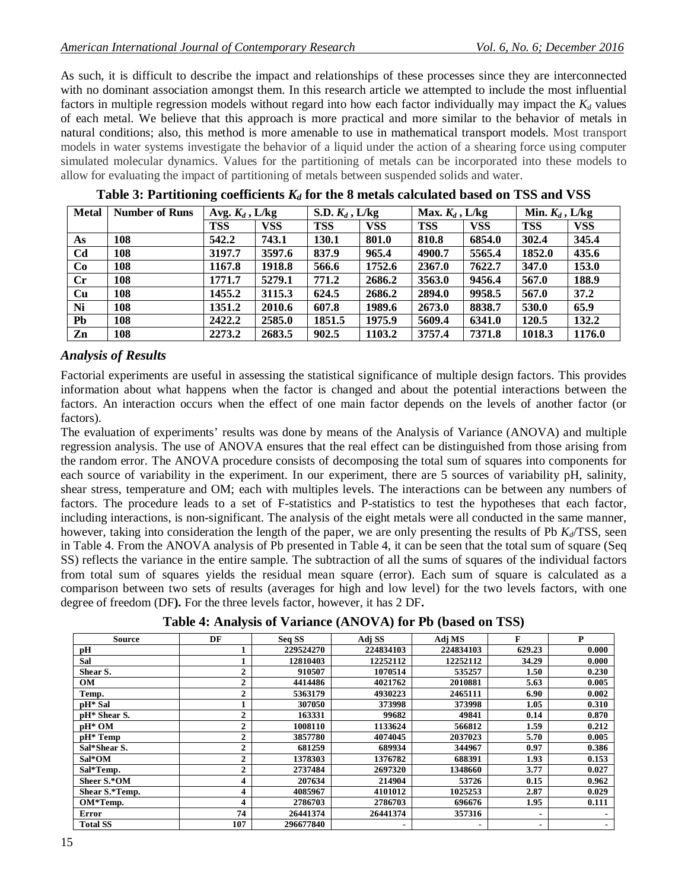As such, it is difficult to describe the impact and relationships of these processes since they are interconnected with no dominant association amongst them. In this research article we attempted to include the most influential factors in multiple regression models without regard into how each factor individually may impact the $K_d$ values of each metal. We believe that this approach is more practical and more similar to the behavior of metals in natural conditions; also, this method is more amenable to use in mathematical transport models. Most transport models in water systems investigate the behavior of a liquid under the action of a shearing force using computer simulated molecular dynamics. Values for the partitioning of metals can be incorporated into these models to allow for evaluating the impact of partitioning of metals between suspended solids and water.

**Table 3: Partitioning coefficients $K_d$ for the 8 metals calculated based on TSS and VSS**

| Metal | Number of Runs | Avg. $K_d$ , L/kg | | S.D. $K_d$ , L/kg | | Max. $K_d$ , L/kg | | Min. $K_d$ , L/kg | |
|---|---|---|---|---|---|---|---|---|---|
| | | TSS | VSS | TSS | VSS | TSS | VSS | TSS | VSS |
| As | 108 | 542.2 | 743.1 | 130.1 | 801.0 | 810.8 | 6854.0 | 302.4 | 345.4 |
| Cd | 108 | 3197.7 | 3597.6 | 837.9 | 965.4 | 4900.7 | 5565.4 | 1852.0 | 435.6 |
| Co | 108 | 1167.8 | 1918.8 | 566.6 | 1752.6 | 2367.0 | 7622.7 | 347.0 | 153.0 |
| Cr | 108 | 1771.7 | 5279.1 | 771.2 | 2686.2 | 3563.0 | 9456.4 | 567.0 | 188.9 |
| Cu | 108 | 1455.2 | 3115.3 | 624.5 | 2686.2 | 2894.0 | 9958.5 | 567.0 | 37.2 |
| Ni | 108 | 1351.2 | 2010.6 | 607.8 | 1989.6 | 2673.0 | 8838.7 | 530.0 | 65.9 |
| Pb | 108 | 2422.2 | 2585.0 | 1851.5 | 1975.9 | 5609.4 | 6341.0 | 120.5 | 132.2 |
| Zn | 108 | 2273.2 | 2683.5 | 902.5 | 1103.2 | 3757.4 | 7371.8 | 1018.3 | 1176.0 |

## *Analysis of Results*

Factorial experiments are useful in assessing the statistical significance of multiple design factors. This provides information about what happens when the factor is changed and about the potential interactions between the factors. An interaction occurs when the effect of one main factor depends on the levels of another factor (or factors).

The evaluation of experiments' results was done by means of the Analysis of Variance (ANOVA) and multiple regression analysis. The use of ANOVA ensures that the real effect can be distinguished from those arising from the random error. The ANOVA procedure consists of decomposing the total sum of squares into components for each source of variability in the experiment. In our experiment, there are 5 sources of variability pH, salinity, shear stress, temperature and OM; each with multiples levels. The interactions can be between any numbers of factors. The procedure leads to a set of F-statistics and P-statistics to test the hypotheses that each factor, including interactions, is non-significant. The analysis of the eight metals were all conducted in the same manner, however, taking into consideration the length of the paper, we are only presenting the results of Pb $K_d$/TSS, seen in Table 4. From the ANOVA analysis of Pb presented in Table 4, it can be seen that the total sum of square (Seq SS) reflects the variance in the entire sample. The subtraction of all the sums of squares of the individual factors from total sum of squares yields the residual mean square (error). Each sum of square is calculated as a comparison between two sets of results (averages for high and low level) for the two levels factors, with one degree of freedom (DF**).** For the three levels factor, however, it has 2 DF**.**

**Table 4: Analysis of Variance (ANOVA) for Pb (based on TSS)**

| Source | DF | Seq SS | Adj SS | Adj MS | F | P |
|---|---|---|---|---|---|---|
| pH | 1 | 229524270 | 224834103 | 224834103 | 629.23 | 0.000 |
| Sal | 1 | 12810403 | 12252112 | 12252112 | 34.29 | 0.000 |
| Shear S. | 2 | 910507 | 1070514 | 535257 | 1.50 | 0.230 |
| OM | 2 | 4414486 | 4021762 | 2010881 | 5.63 | 0.005 |
| Temp. | 2 | 5363179 | 4930223 | 2465111 | 6.90 | 0.002 |
| pH* Sal | 1 | 307050 | 373998 | 373998 | 1.05 | 0.310 |
| pH* Shear S. | 2 | 163331 | 99682 | 49841 | 0.14 | 0.870 |
| pH* OM | 2 | 1008110 | 1133624 | 566812 | 1.59 | 0.212 |
| pH* Temp | 2 | 3857780 | 4074045 | 2037023 | 5.70 | 0.005 |
| Sal*Shear S. | 2 | 681259 | 689934 | 344967 | 0.97 | 0.386 |
| Sal*OM | 2 | 1378303 | 1376782 | 688391 | 1.93 | 0.153 |
| Sal*Temp. | 2 | 2737484 | 2697320 | 1348660 | 3.77 | 0.027 |
| Sheer S.*OM | 4 | 207634 | 214904 | 53726 | 0.15 | 0.962 |
| Shear S.*Temp. | 4 | 4085967 | 4101012 | 1025253 | 2.87 | 0.029 |
| OM*Temp. | 4 | 2786703 | 2786703 | 696676 | 1.95 | 0.111 |
| Error | 74 | 26441374 | 26441374 | 357316 | - | - |
| Total SS | 107 | 296677840 | - | - | - | - |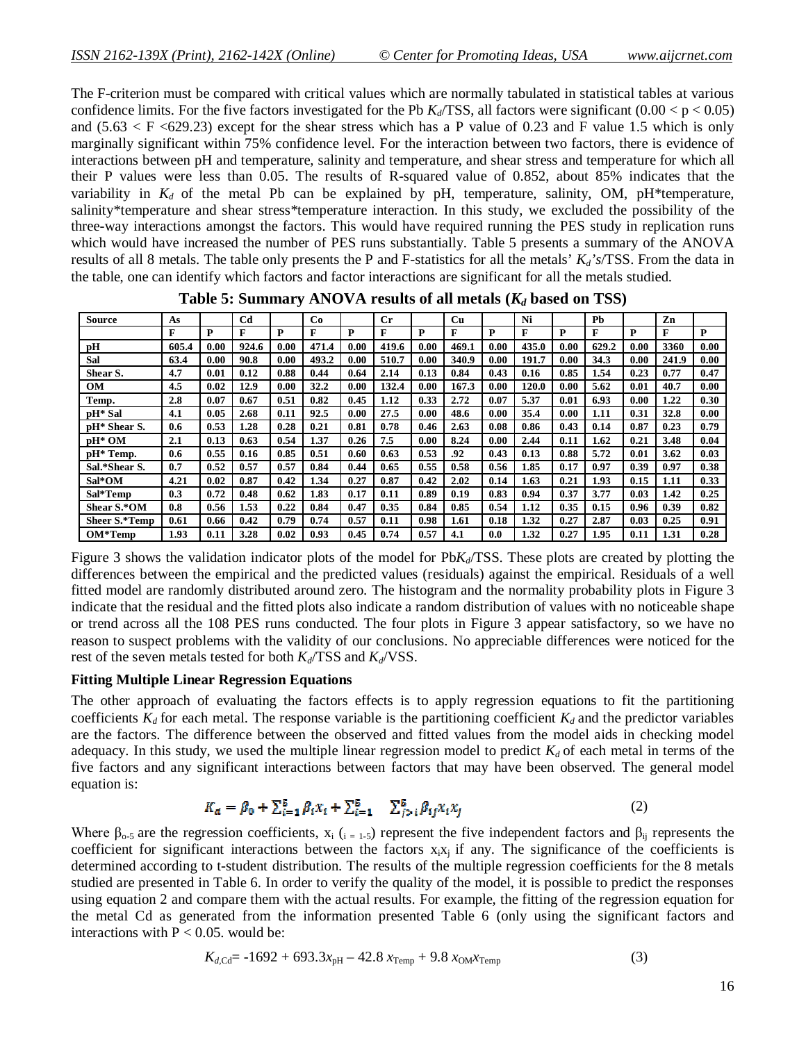The F-criterion must be compared with critical values which are normally tabulated in statistical tables at various confidence limits. For the five factors investigated for the Pb $K_d$/TSS, all factors were significant ($0.00 < p < 0.05$) and ($5.63 < F < 629.23$) except for the shear stress which has a P value of 0.23 and F value 1.5 which is only marginally significant within 75% confidence level. For the interaction between two factors, there is evidence of interactions between pH and temperature, salinity and temperature, and shear stress and temperature for which all their P values were less than 0.05. The results of R-squared value of 0.852, about 85% indicates that the variability in $K_d$ of the metal Pb can be explained by pH, temperature, salinity, OM, pH*temperature, salinity*temperature and shear stress*temperature interaction. In this study, we excluded the possibility of the three-way interactions amongst the factors. This would have required running the PES study in replication runs which would have increased the number of PES runs substantially. Table 5 presents a summary of the ANOVA results of all 8 metals. The table only presents the P and F-statistics for all the metals' $K_d$'s/TSS. From the data in the table, one can identify which factors and factor interactions are significant for all the metals studied.

**Table 5: Summary ANOVA results of all metals ($K_d$ based on TSS)**

| Source | As | | Cd | | Co | | Cr | | Cu | | Ni | | Pb | | Zn | |
|---|---|---|---|---|---|---|---|---|---|---|---|---|---|---|---|---|
| | F | P | F | P | F | P | F | P | F | P | F | P | F | P | F | P |
| pH | 605.4 | 0.00 | 924.6 | 0.00 | 471.4 | 0.00 | 419.6 | 0.00 | 469.1 | 0.00 | 435.0 | 0.00 | 629.2 | 0.00 | 3360 | 0.00 |
| Sal | 63.4 | 0.00 | 90.8 | 0.00 | 493.2 | 0.00 | 510.7 | 0.00 | 340.9 | 0.00 | 191.7 | 0.00 | 34.3 | 0.00 | 241.9 | 0.00 |
| Shear S. | 4.7 | 0.01 | 0.12 | 0.88 | 0.44 | 0.64 | 2.14 | 0.13 | 0.84 | 0.43 | 0.16 | 0.85 | 1.54 | 0.23 | 0.77 | 0.47 |
| OM | 4.5 | 0.02 | 12.9 | 0.00 | 32.2 | 0.00 | 132.4 | 0.00 | 167.3 | 0.00 | 120.0 | 0.00 | 5.62 | 0.01 | 40.7 | 0.00 |
| Temp. | 2.8 | 0.07 | 0.67 | 0.51 | 0.82 | 0.45 | 1.12 | 0.33 | 2.72 | 0.07 | 5.37 | 0.01 | 6.93 | 0.00 | 1.22 | 0.30 |
| pH* Sal | 4.1 | 0.05 | 2.68 | 0.11 | 92.5 | 0.00 | 27.5 | 0.00 | 48.6 | 0.00 | 35.4 | 0.00 | 1.11 | 0.31 | 32.8 | 0.00 |
| pH* Shear S. | 0.6 | 0.53 | 1.28 | 0.28 | 0.21 | 0.81 | 0.78 | 0.46 | 2.63 | 0.08 | 0.86 | 0.43 | 0.14 | 0.87 | 0.23 | 0.79 |
| pH* OM | 2.1 | 0.13 | 0.63 | 0.54 | 1.37 | 0.26 | 7.5 | 0.00 | 8.24 | 0.00 | 2.44 | 0.11 | 1.62 | 0.21 | 3.48 | 0.04 |
| pH* Temp. | 0.6 | 0.55 | 0.16 | 0.85 | 0.51 | 0.60 | 0.63 | 0.53 | .92 | 0.43 | 0.13 | 0.88 | 5.72 | 0.01 | 3.62 | 0.03 |
| Sal.*Shear S. | 0.7 | 0.52 | 0.57 | 0.57 | 0.84 | 0.44 | 0.65 | 0.55 | 0.58 | 0.56 | 1.85 | 0.17 | 0.97 | 0.39 | 0.97 | 0.38 |
| Sal*OM | 4.21 | 0.02 | 0.87 | 0.42 | 1.34 | 0.27 | 0.87 | 0.42 | 2.02 | 0.14 | 1.63 | 0.21 | 1.93 | 0.15 | 1.11 | 0.33 |
| Sal*Temp | 0.3 | 0.72 | 0.48 | 0.62 | 1.83 | 0.17 | 0.11 | 0.89 | 0.19 | 0.83 | 0.94 | 0.37 | 3.77 | 0.03 | 1.42 | 0.25 |
| Shear S.*OM | 0.8 | 0.56 | 1.53 | 0.22 | 0.84 | 0.47 | 0.35 | 0.84 | 0.85 | 0.54 | 1.12 | 0.35 | 0.15 | 0.96 | 0.39 | 0.82 |
| Sheer S.*Temp | 0.61 | 0.66 | 0.42 | 0.79 | 0.74 | 0.57 | 0.11 | 0.98 | 1.61 | 0.18 | 1.32 | 0.27 | 2.87 | 0.03 | 0.25 | 0.91 |
| OM*Temp | 1.93 | 0.11 | 3.28 | 0.02 | 0.93 | 0.45 | 0.74 | 0.57 | 4.1 | 0.0 | 1.32 | 0.27 | 1.95 | 0.11 | 1.31 | 0.28 |

Figure 3 shows the validation indicator plots of the model for Pb$K_d$/TSS. These plots are created by plotting the differences between the empirical and the predicted values (residuals) against the empirical. Residuals of a well fitted model are randomly distributed around zero. The histogram and the normality probability plots in Figure 3 indicate that the residual and the fitted plots also indicate a random distribution of values with no noticeable shape or trend across all the 108 PES runs conducted. The four plots in Figure 3 appear satisfactory, so we have no reason to suspect problems with the validity of our conclusions. No appreciable differences were noticed for the rest of the seven metals tested for both $K_d$/TSS and $K_d$/VSS.

**Fitting Multiple Linear Regression Equations**

The other approach of evaluating the factors effects is to apply regression equations to fit the partitioning coefficients $K_d$ for each metal. The response variable is the partitioning coefficient $K_d$ and the predictor variables are the factors. The difference between the observed and fitted values from the model aids in checking model adequacy. In this study, we used the multiple linear regression model to predict $K_d$ of each metal in terms of the five factors and any significant interactions between factors that may have been observed. The general model equation is:

$$K_d = \beta_0 + \sum_{i=1}^{5} \beta_i x_i + \sum_{i=1}^{5} \sum_{j>i}^{5} \beta_{ij} x_i x_j \qquad (2)$$

Where $\beta_{o\text{-}5}$ are the regression coefficients, $x_i$ ($_{i = 1\text{-}5}$) represent the five independent factors and $\beta_{ij}$ represents the coefficient for significant interactions between the factors $x_i x_j$ if any. The significance of the coefficients is determined according to t-student distribution. The results of the multiple regression coefficients for the 8 metals studied are presented in Table 6. In order to verify the quality of the model, it is possible to predict the responses using equation 2 and compare them with the actual results. For example, the fitting of the regression equation for the metal Cd as generated from the information presented Table 6 (only using the significant factors and interactions with $P < 0.05$. would be:

$$K_{d,\text{Cd}} = -1692 + 693.3 x_{\text{pH}} - 42.8\, x_{\text{Temp}} + 9.8\, x_{\text{OM}} x_{\text{Temp}} \qquad (3)$$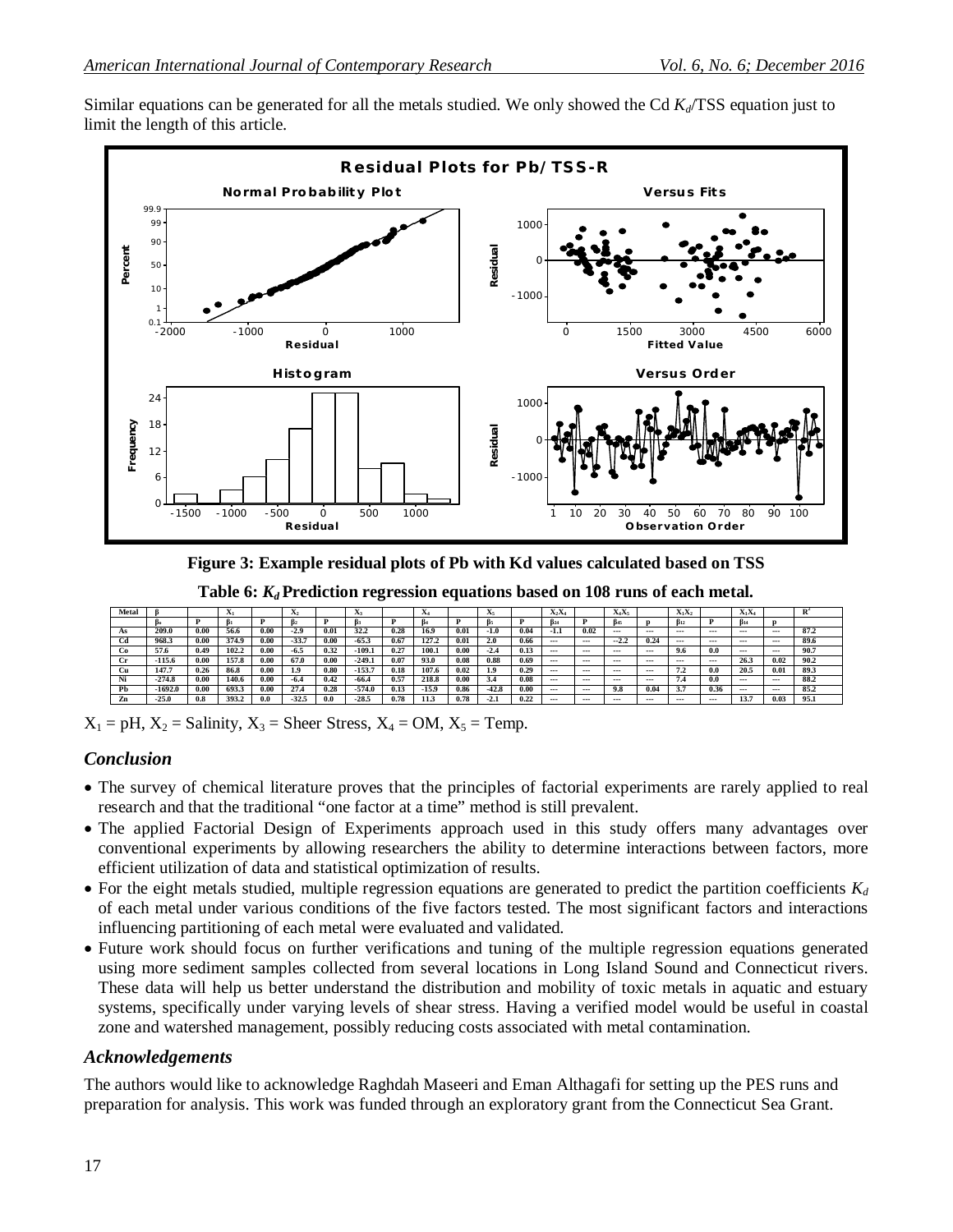Similar equations can be generated for all the metals studied. We only showed the Cd $K_d$/TSS equation just to limit the length of this article.

**Figure 3: Example residual plots of Pb with Kd values calculated based on TSS**

**Table 6: $K_d$ Prediction regression equations based on 108 runs of each metal.**

| Metal | β | | $X_1$ | | $X_2$ | | $X_3$ | | $X_4$ | | $X_5$ | | $X_2X_4$ | | $X_4X_5$ | | $X_1X_2$ | | $X_1X_4$ | | $R^2$ |
|---|---|---|---|---|---|---|---|---|---|---|---|---|---|---|---|---|---|---|---|---|---|
| | $\beta_0$ | P | $\beta_1$ | P | $\beta_2$ | P | $\beta_3$ | P | $\beta_4$ | P | $\beta_5$ | P | $\beta_{24}$ | P | $\beta_{45}$ | p | $\beta_{12}$ | P | $\beta_{14}$ | p | |
| As | 209.0 | 0.00 | 56.6 | 0.00 | -2.9 | 0.01 | 32.2 | 0.28 | 16.9 | 0.01 | -1.0 | 0.04 | -1.1 | 0.02 | --- | --- | --- | --- | --- | --- | 87.2 |
| Cd | 968.3 | 0.00 | 374.9 | 0.00 | -33.7 | 0.00 | -65.3 | 0.67 | 127.2 | 0.01 | 2.0 | 0.66 | --- | --- | --2.2 | 0.24 | --- | --- | --- | --- | 89.6 |
| Co | 57.6 | 0.49 | 102.2 | 0.00 | -6.5 | 0.32 | -109.1 | 0.27 | 100.1 | 0.00 | -2.4 | 0.13 | --- | --- | --- | --- | 9.6 | 0.0 | --- | --- | 90.7 |
| Cr | -115.6 | 0.00 | 157.8 | 0.00 | 67.0 | 0.00 | -249.1 | 0.07 | 93.0 | 0.08 | 0.88 | 0.69 | --- | --- | --- | --- | --- | --- | 26.3 | 0.02 | 90.2 |
| Cu | 147.7 | 0.26 | 86.8 | 0.00 | 1.9 | 0.80 | -153.7 | 0.18 | 107.6 | 0.02 | 1.9 | 0.29 | --- | --- | --- | --- | 7.2 | 0.0 | 20.5 | 0.01 | 89.3 |
| Ni | -274.8 | 0.00 | 140.6 | 0.00 | -6.4 | 0.42 | -66.4 | 0.57 | 218.8 | 0.00 | 3.4 | 0.08 | --- | --- | --- | --- | 7.4 | 0.0 | --- | --- | 88.2 |
| Pb | -1692.0 | 0.00 | 693.3 | 0.00 | 27.4 | 0.28 | -574.0 | 0.13 | -15.9 | 0.86 | -42.8 | 0.00 | --- | --- | 9.8 | 0.04 | 3.7 | 0.36 | --- | --- | 85.2 |
| Zn | -25.0 | 0.8 | 393.2 | 0.0 | -32.5 | 0.0 | -28.5 | 0.78 | 11.3 | 0.78 | -2.1 | 0.22 | --- | --- | --- | --- | --- | --- | 13.7 | 0.03 | 95.1 |

$X_1$ = pH, $X_2$ = Salinity, $X_3$ = Sheer Stress, $X_4$ = OM, $X_5$ = Temp.

## Conclusion

- The survey of chemical literature proves that the principles of factorial experiments are rarely applied to real research and that the traditional "one factor at a time" method is still prevalent.
- The applied Factorial Design of Experiments approach used in this study offers many advantages over conventional experiments by allowing researchers the ability to determine interactions between factors, more efficient utilization of data and statistical optimization of results.
- For the eight metals studied, multiple regression equations are generated to predict the partition coefficients $K_d$ of each metal under various conditions of the five factors tested. The most significant factors and interactions influencing partitioning of each metal were evaluated and validated.
- Future work should focus on further verifications and tuning of the multiple regression equations generated using more sediment samples collected from several locations in Long Island Sound and Connecticut rivers. These data will help us better understand the distribution and mobility of toxic metals in aquatic and estuary systems, specifically under varying levels of shear stress. Having a verified model would be useful in coastal zone and watershed management, possibly reducing costs associated with metal contamination.

## Acknowledgements

The authors would like to acknowledge Raghdah Maseeri and Eman Althagafi for setting up the PES runs and preparation for analysis. This work was funded through an exploratory grant from the Connecticut Sea Grant.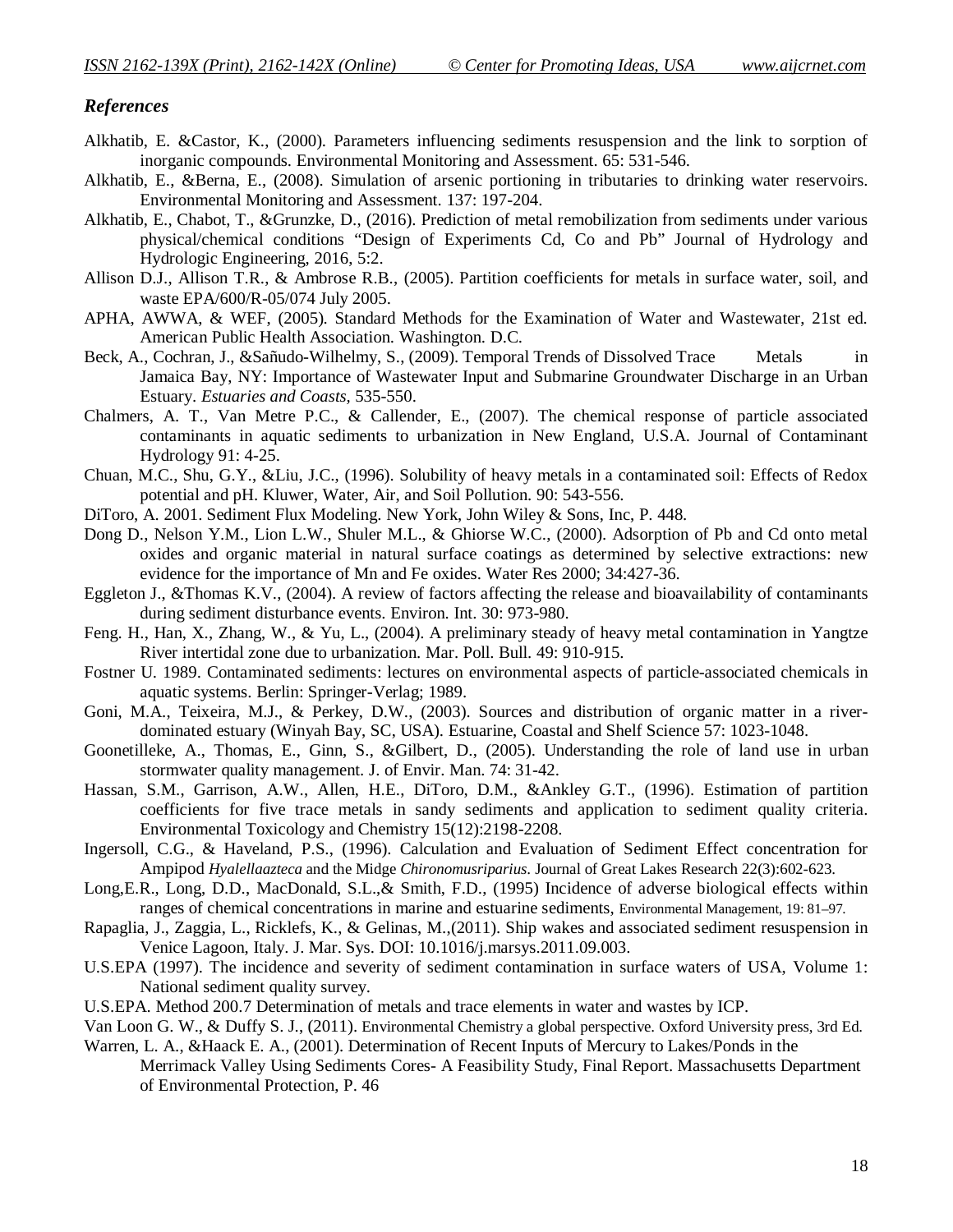### *References*

Alkhatib, E. &Castor, K., (2000). Parameters influencing sediments resuspension and the link to sorption of inorganic compounds. Environmental Monitoring and Assessment. 65: 531-546.

Alkhatib, E., &Berna, E., (2008). Simulation of arsenic portioning in tributaries to drinking water reservoirs. Environmental Monitoring and Assessment. 137: 197-204.

Alkhatib, E., Chabot, T., &Grunzke, D., (2016). Prediction of metal remobilization from sediments under various physical/chemical conditions "Design of Experiments Cd, Co and Pb" Journal of Hydrology and Hydrologic Engineering, 2016, 5:2.

Allison D.J., Allison T.R., & Ambrose R.B., (2005). Partition coefficients for metals in surface water, soil, and waste EPA/600/R-05/074 July 2005.

APHA, AWWA, & WEF, (2005). Standard Methods for the Examination of Water and Wastewater, 21st ed. American Public Health Association. Washington. D.C.

Beck, A., Cochran, J., &Sañudo-Wilhelmy, S., (2009). Temporal Trends of Dissolved Trace Metals in Jamaica Bay, NY: Importance of Wastewater Input and Submarine Groundwater Discharge in an Urban Estuary. *Estuaries and Coasts*, 535-550.

Chalmers, A. T., Van Metre P.C., & Callender, E., (2007). The chemical response of particle associated contaminants in aquatic sediments to urbanization in New England, U.S.A. Journal of Contaminant Hydrology 91: 4-25.

Chuan, M.C., Shu, G.Y., &Liu, J.C., (1996). Solubility of heavy metals in a contaminated soil: Effects of Redox potential and pH. Kluwer, Water, Air, and Soil Pollution. 90: 543-556.

DiToro, A. 2001. Sediment Flux Modeling. New York, John Wiley & Sons, Inc, P. 448.

Dong D., Nelson Y.M., Lion L.W., Shuler M.L., & Ghiorse W.C., (2000). Adsorption of Pb and Cd onto metal oxides and organic material in natural surface coatings as determined by selective extractions: new evidence for the importance of Mn and Fe oxides. Water Res 2000; 34:427-36.

Eggleton J., &Thomas K.V., (2004). A review of factors affecting the release and bioavailability of contaminants during sediment disturbance events. Environ. Int. 30: 973-980.

Feng. H., Han, X., Zhang, W., & Yu, L., (2004). A preliminary steady of heavy metal contamination in Yangtze River intertidal zone due to urbanization. Mar. Poll. Bull. 49: 910-915.

Fostner U. 1989. Contaminated sediments: lectures on environmental aspects of particle-associated chemicals in aquatic systems. Berlin: Springer-Verlag; 1989.

Goni, M.A., Teixeira, M.J., & Perkey, D.W., (2003). Sources and distribution of organic matter in a river-dominated estuary (Winyah Bay, SC, USA). Estuarine, Coastal and Shelf Science 57: 1023-1048.

Goonetilleke, A., Thomas, E., Ginn, S., &Gilbert, D., (2005). Understanding the role of land use in urban stormwater quality management. J. of Envir. Man. 74: 31-42.

Hassan, S.M., Garrison, A.W., Allen, H.E., DiToro, D.M., &Ankley G.T., (1996). Estimation of partition coefficients for five trace metals in sandy sediments and application to sediment quality criteria. Environmental Toxicology and Chemistry 15(12):2198-2208.

Ingersoll, C.G., & Haveland, P.S., (1996). Calculation and Evaluation of Sediment Effect concentration for Ampipod *Hyalellaazteca* and the Midge *Chironomusriparius*. Journal of Great Lakes Research 22(3):602-623.

Long,E.R., Long, D.D., MacDonald, S.L.,& Smith, F.D., (1995) Incidence of adverse biological effects within ranges of chemical concentrations in marine and estuarine sediments, Environmental Management, 19: 81–97.

Rapaglia, J., Zaggia, L., Ricklefs, K., & Gelinas, M.,(2011). Ship wakes and associated sediment resuspension in Venice Lagoon, Italy. J. Mar. Sys. DOI: 10.1016/j.marsys.2011.09.003.

U.S.EPA (1997). The incidence and severity of sediment contamination in surface waters of USA, Volume 1: National sediment quality survey.

U.S.EPA. Method 200.7 Determination of metals and trace elements in water and wastes by ICP.

Van Loon G. W., & Duffy S. J., (2011). Environmental Chemistry a global perspective. Oxford University press, 3rd Ed.

Warren, L. A., &Haack E. A., (2001). Determination of Recent Inputs of Mercury to Lakes/Ponds in the Merrimack Valley Using Sediments Cores- A Feasibility Study, Final Report. Massachusetts Department of Environmental Protection, P. 46